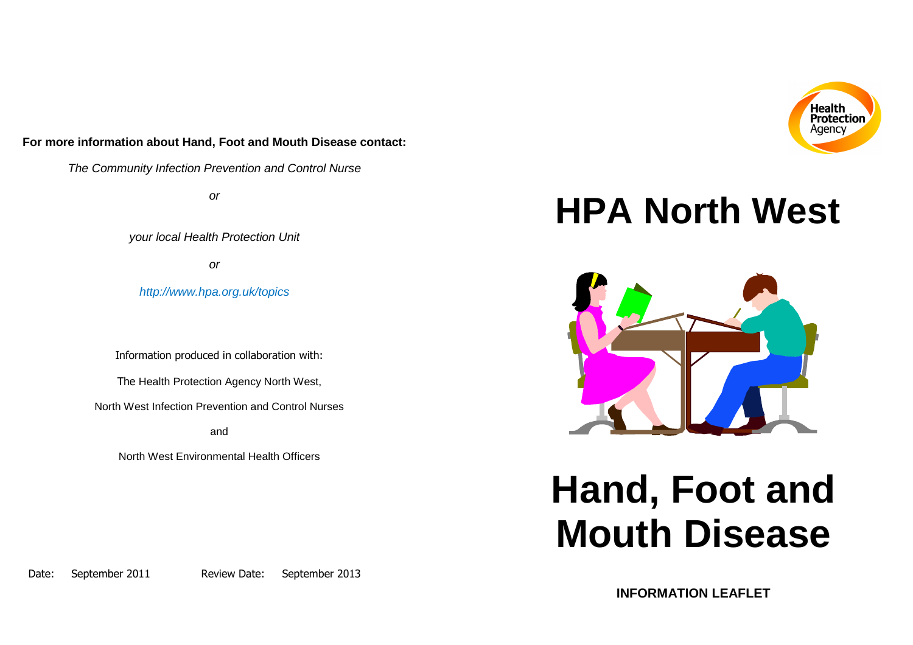**For more information about Hand, Foot and Mouth Disease contact:**

*The Community Infection Prevention and Control Nurse*

*or*

*your local Health Protection Unit*

*or*

*http://www.hpa.org.uk/topics*

Information produced in collaboration with:

The Health Protection Agency North West,

North West Infection Prevention and Control Nurses

and

North West Environmental Health Officers

Date: September 2011 Review Date: September 2013

Health Protection Agency

# HPA North West

# Hand, Foot and Mouth Disease

**INFORMATION LEAFLET**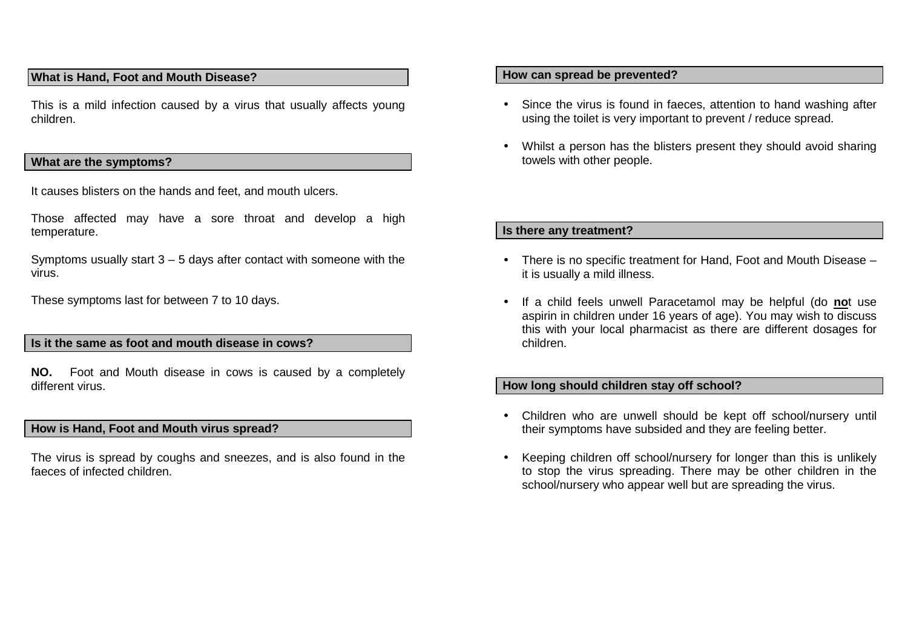## What is Hand, Foot and Mouth Disease?

This is a mild infection caused by a virus that usually affects young children.

## What are the symptoms?

It causes blisters on the hands and feet, and mouth ulcers.

Those affected may have a sore throat and develop a high temperature.

Symptoms usually start 3 – 5 days after contact with someone with the virus.

These symptoms last for between 7 to 10 days.

## Is it the same as foot and mouth disease in cows?

**NO.** Foot and Mouth disease in cows is caused by a completely different virus.

## How is Hand, Foot and Mouth virus spread?

The virus is spread by coughs and sneezes, and is also found in the faeces of infected children.

## How can spread be prevented?

- Since the virus is found in faeces, attention to hand washing after using the toilet is very important to prevent / reduce spread.
- Whilst a person has the blisters present they should avoid sharing towels with other people.

## Is there any treatment?

- There is no specific treatment for Hand, Foot and Mouth Disease – it is usually a mild illness.
- If a child feels unwell Paracetamol may be helpful (do **no**t use aspirin in children under 16 years of age). You may wish to discuss this with your local pharmacist as there are different dosages for children.

## How long should children stay off school?

- Children who are unwell should be kept off school/nursery until their symptoms have subsided and they are feeling better.
- Keeping children off school/nursery for longer than this is unlikely to stop the virus spreading. There may be other children in the school/nursery who appear well but are spreading the virus.